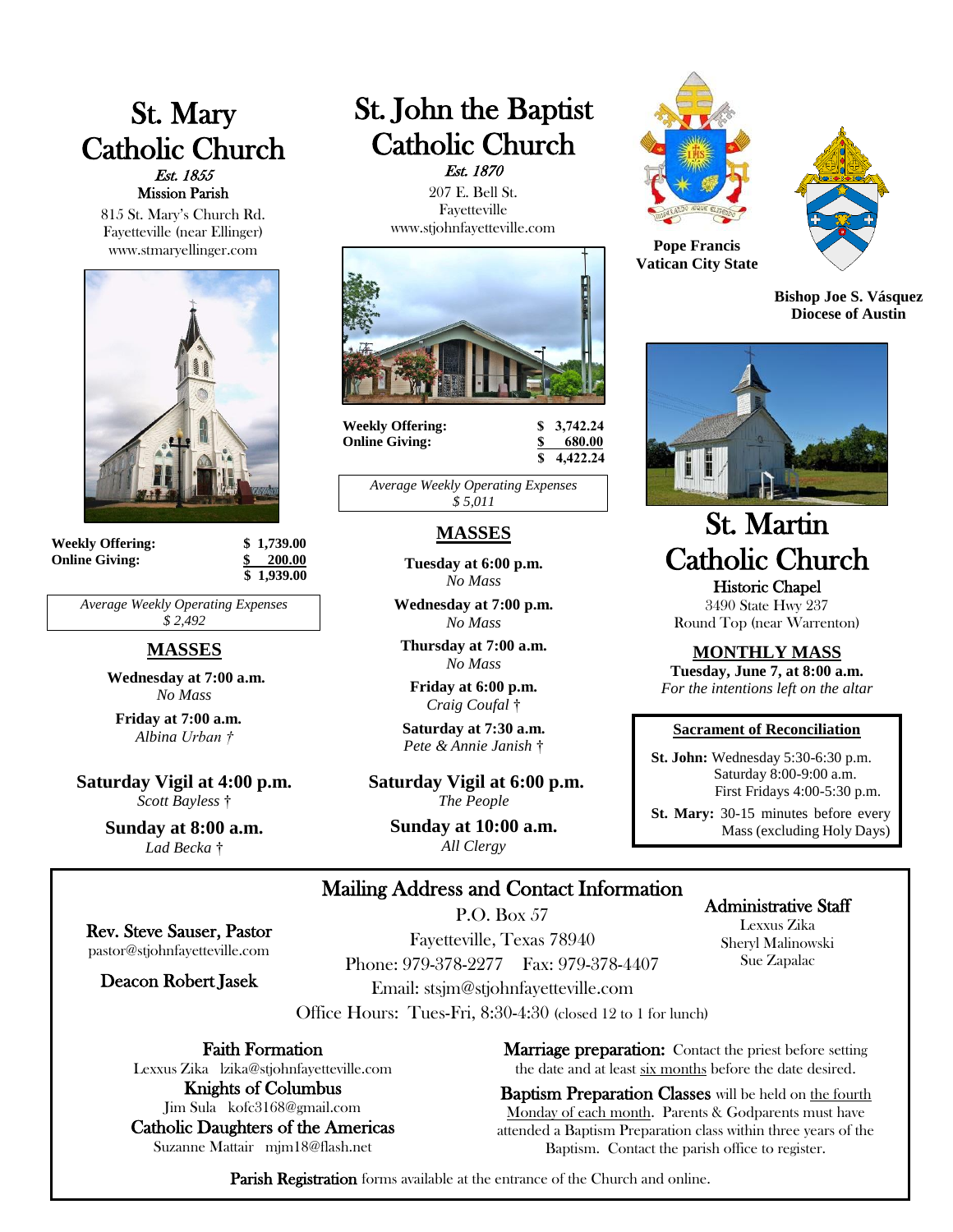# St. Mary Catholic Church

*Est. 1855*

Mission Parish

815 St. Mary's Church Rd.
Fayetteville (near Ellinger)
www.stmaryellinger.com

| | |
|---|---|
| **Weekly Offering:** | **$ 1,739.00** |
| **Online Giving:** | **$ 200.00** |
| | **$ 1,939.00** |

*Average Weekly Operating Expenses*
*$ 2,492*

## MASSES

**Wednesday at 7:00 a.m.**
*No Mass*

**Friday at 7:00 a.m.**
*Albina Urban †*

**Saturday Vigil at 4:00 p.m.**
*Scott Bayless †*

**Sunday at 8:00 a.m.**
*Lad Becka †*

# St. John the Baptist Catholic Church

*Est. 1870*

207 E. Bell St.
Fayetteville
www.stjohnfayetteville.com

| | |
|---|---|
| **Weekly Offering:** | **$ 3,742.24** |
| **Online Giving:** | **$ 680.00** |
| | **$ 4,422.24** |

*Average Weekly Operating Expenses*
*$ 5,011*

## MASSES

**Tuesday at 6:00 p.m.**
*No Mass*

**Wednesday at 7:00 p.m.**
*No Mass*

**Thursday at 7:00 a.m.**
*No Mass*

**Friday at 6:00 p.m.**
*Craig Coufal †*

**Saturday at 7:30 a.m.**
*Pete & Annie Janish †*

**Saturday Vigil at 6:00 p.m.**
*The People*

**Sunday at 10:00 a.m.**
*All Clergy*

**Pope Francis**
**Vatican City State**

**Bishop Joe S. Vásquez**
**Diocese of Austin**

# St. Martin Catholic Church

Historic Chapel

3490 State Hwy 237
Round Top (near Warrenton)

## MONTHLY MASS

**Tuesday, June 7, at 8:00 a.m.**
*For the intentions left on the altar*

### Sacrament of Reconciliation

**St. John:** Wednesday 5:30-6:30 p.m.
Saturday 8:00-9:00 a.m.
First Fridays 4:00-5:30 p.m.

**St. Mary:** 30-15 minutes before every Mass (excluding Holy Days)

## Mailing Address and Contact Information

P.O. Box 57
Fayetteville, Texas 78940
Phone: 979-378-2277 Fax: 979-378-4407
Email: stsjm@stjohnfayetteville.com
Office Hours: Tues-Fri, 8:30-4:30 (closed 12 to 1 for lunch)

**Rev. Steve Sauser, Pastor**
pastor@stjohnfayetteville.com

**Deacon Robert Jasek**

**Administrative Staff**
Lexxus Zika
Sheryl Malinowski
Sue Zapalac

**Faith Formation**
Lexxus Zika lzika@stjohnfayetteville.com

**Knights of Columbus**
Jim Sula kofc3168@gmail.com

**Catholic Daughters of the Americas**
Suzanne Mattair mjm18@flash.net

**Marriage preparation:** Contact the priest before setting the date and at least six months before the date desired.

**Baptism Preparation Classes** will be held on the fourth Monday of each month. Parents & Godparents must have attended a Baptism Preparation class within three years of the Baptism. Contact the parish office to register.

**Parish Registration** forms available at the entrance of the Church and online.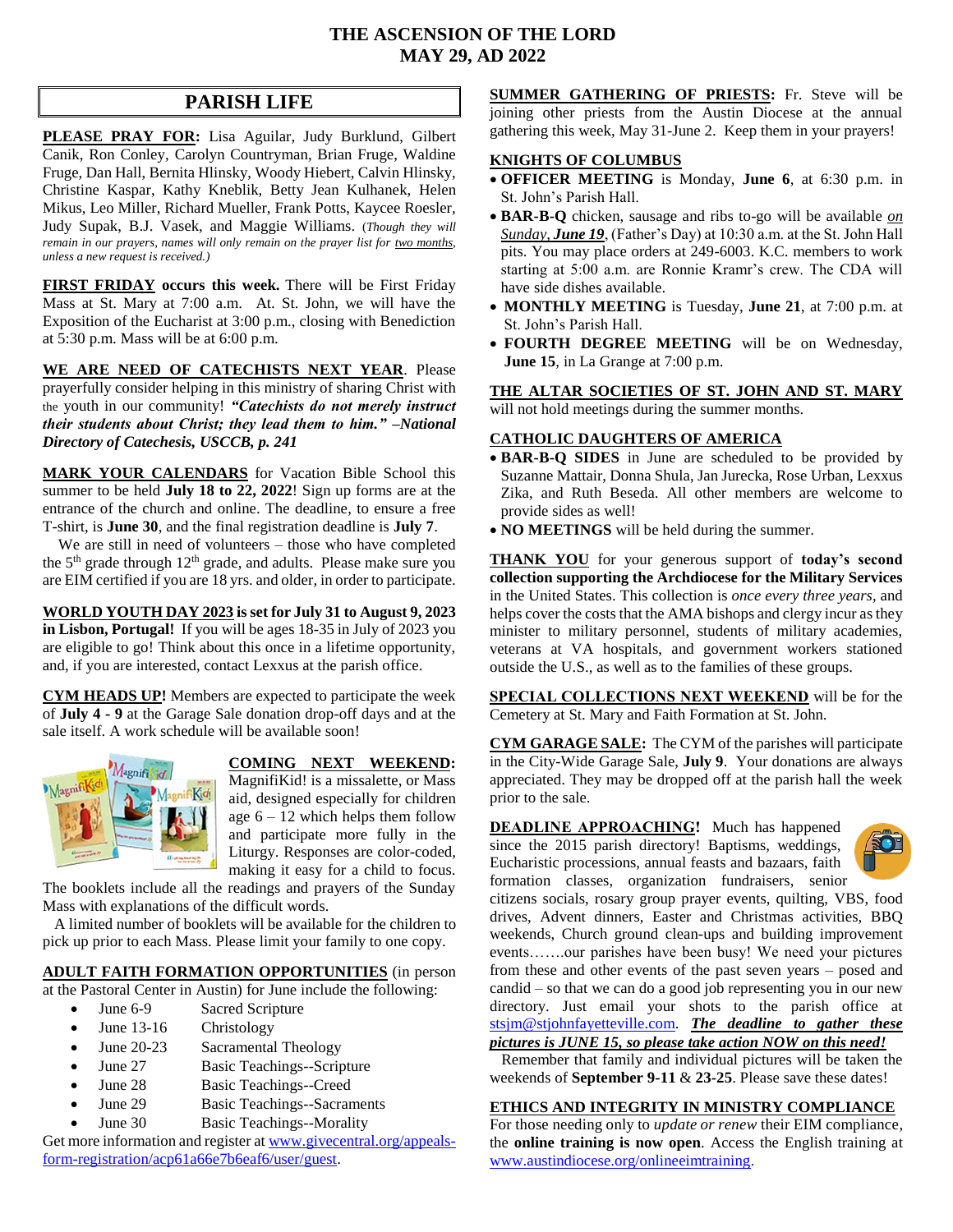# THE ASCENSION OF THE LORD
# MAY 29, AD 2022

## PARISH LIFE

**PLEASE PRAY FOR:** Lisa Aguilar, Judy Burklund, Gilbert Canik, Ron Conley, Carolyn Countryman, Brian Fruge, Waldine Fruge, Dan Hall, Bernita Hlinsky, Woody Hiebert, Calvin Hlinsky, Christine Kaspar, Kathy Kneblik, Betty Jean Kulhanek, Helen Mikus, Leo Miller, Richard Mueller, Frank Potts, Kaycee Roesler, Judy Supak, B.J. Vasek, and Maggie Williams. (*Though they will remain in our prayers, names will only remain on the prayer list for two months, unless a new request is received.)*

**FIRST FRIDAY occurs this week.** There will be First Friday Mass at St. Mary at 7:00 a.m. At St. John, we will have the Exposition of the Eucharist at 3:00 p.m., closing with Benediction at 5:30 p.m. Mass will be at 6:00 p.m.

**WE ARE NEED OF CATECHISTS NEXT YEAR**. Please prayerfully consider helping in this ministry of sharing Christ with the youth in our community! ***"Catechists do not merely instruct their students about Christ; they lead them to him." –National Directory of Catechesis, USCCB, p. 241***

**MARK YOUR CALENDARS** for Vacation Bible School this summer to be held **July 18 to 22, 2022**! Sign up forms are at the entrance of the church and online. The deadline, to ensure a free T-shirt, is **June 30**, and the final registration deadline is **July 7**.

We are still in need of volunteers – those who have completed the 5th grade through 12th grade, and adults. Please make sure you are EIM certified if you are 18 yrs. and older, in order to participate.

**WORLD YOUTH DAY 2023 is set for July 31 to August 9, 2023 in Lisbon, Portugal!** If you will be ages 18-35 in July of 2023 you are eligible to go! Think about this once in a lifetime opportunity, and, if you are interested, contact Lexxus at the parish office.

**CYM HEADS UP!** Members are expected to participate the week of **July 4 - 9** at the Garage Sale donation drop-off days and at the sale itself. A work schedule will be available soon!

**COMING NEXT WEEKEND:** MagnifiKid! is a missalette, or Mass aid, designed especially for children age 6 – 12 which helps them follow and participate more fully in the Liturgy. Responses are color-coded, making it easy for a child to focus. The booklets include all the readings and prayers of the Sunday Mass with explanations of the difficult words.

A limited number of booklets will be available for the children to pick up prior to each Mass. Please limit your family to one copy.

**ADULT FAITH FORMATION OPPORTUNITIES** (in person at the Pastoral Center in Austin) for June include the following:

- June 6-9 Sacred Scripture
- June 13-16 Christology
- June 20-23 Sacramental Theology
- June 27 Basic Teachings--Scripture
- June 28 Basic Teachings--Creed
- June 29 Basic Teachings--Sacraments
- June 30 Basic Teachings--Morality

Get more information and register at www.givecentral.org/appeals-form-registration/acp61a66e7b6eaf6/user/guest.

**SUMMER GATHERING OF PRIESTS:** Fr. Steve will be joining other priests from the Austin Diocese at the annual gathering this week, May 31-June 2. Keep them in your prayers!

**KNIGHTS OF COLUMBUS**

- **OFFICER MEETING** is Monday, **June 6**, at 6:30 p.m. in St. John's Parish Hall.
- **BAR-B-Q** chicken, sausage and ribs to-go will be available ***on Sunday, June 19***, (Father's Day) at 10:30 a.m. at the St. John Hall pits. You may place orders at 249-6003. K.C. members to work starting at 5:00 a.m. are Ronnie Kramr's crew. The CDA will have side dishes available.
- **MONTHLY MEETING** is Tuesday, **June 21**, at 7:00 p.m. at St. John's Parish Hall.
- **FOURTH DEGREE MEETING** will be on Wednesday, **June 15**, in La Grange at 7:00 p.m.

**THE ALTAR SOCIETIES OF ST. JOHN AND ST. MARY** will not hold meetings during the summer months.

**CATHOLIC DAUGHTERS OF AMERICA**

- **BAR-B-Q SIDES** in June are scheduled to be provided by Suzanne Mattair, Donna Shula, Jan Jurecka, Rose Urban, Lexxus Zika, and Ruth Beseda. All other members are welcome to provide sides as well!
- **NO MEETINGS** will be held during the summer.

**THANK YOU** for your generous support of **today's second collection supporting the Archdiocese for the Military Services** in the United States. This collection is *once every three years*, and helps cover the costs that the AMA bishops and clergy incur as they minister to military personnel, students of military academies, veterans at VA hospitals, and government workers stationed outside the U.S., as well as to the families of these groups.

**SPECIAL COLLECTIONS NEXT WEEKEND** will be for the Cemetery at St. Mary and Faith Formation at St. John.

**CYM GARAGE SALE:** The CYM of the parishes will participate in the City-Wide Garage Sale, **July 9**. Your donations are always appreciated. They may be dropped off at the parish hall the week prior to the sale.

**DEADLINE APPROACHING!** Much has happened since the 2015 parish directory! Baptisms, weddings, Eucharistic processions, annual feasts and bazaars, faith formation classes, organization fundraisers, senior citizens socials, rosary group prayer events, quilting, VBS, food drives, Advent dinners, Easter and Christmas activities, BBQ weekends, Church ground clean-ups and building improvement events…….our parishes have been busy! We need your pictures from these and other events of the past seven years – posed and candid – so that we can do a good job representing you in our new directory. Just email your shots to the parish office at stsjm@stjohnfayetteville.com. ***The deadline to gather these pictures is JUNE 15, so please take action NOW on this need!***

Remember that family and individual pictures will be taken the weekends of **September 9-11** & **23-25**. Please save these dates!

**ETHICS AND INTEGRITY IN MINISTRY COMPLIANCE**
For those needing only to *update or renew* their EIM compliance, the **online training is now open**. Access the English training at www.austindiocese.org/onlineeimtraining.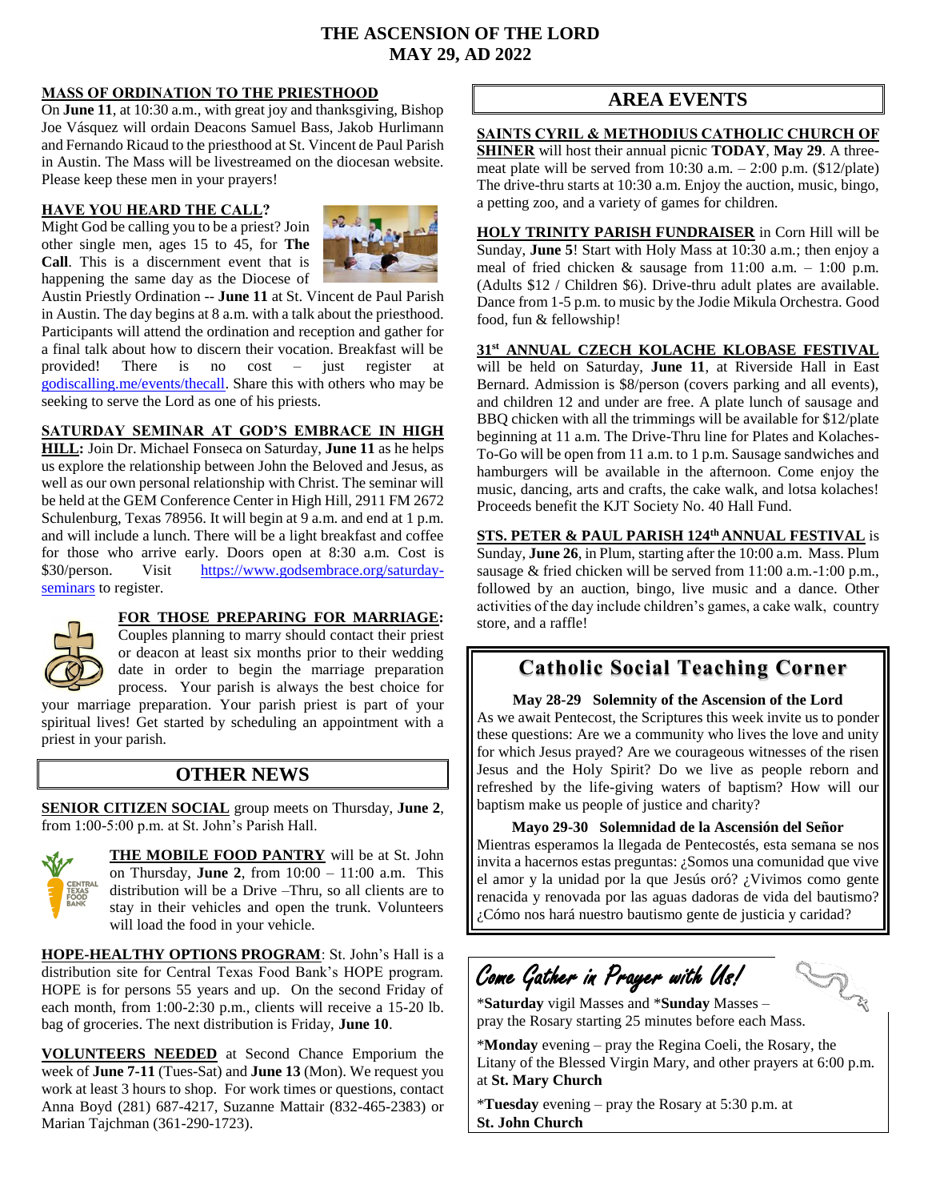# THE ASCENSION OF THE LORD
## MAY 29, AD 2022

### MASS OF ORDINATION TO THE PRIESTHOOD

On **June 11**, at 10:30 a.m., with great joy and thanksgiving, Bishop Joe Vásquez will ordain Deacons Samuel Bass, Jakob Hurlimann and Fernando Ricaud to the priesthood at St. Vincent de Paul Parish in Austin. The Mass will be livestreamed on the diocesan website. Please keep these men in your prayers!

### HAVE YOU HEARD THE CALL?

Might God be calling you to be a priest? Join other single men, ages 15 to 45, for **The Call**. This is a discernment event that is happening the same day as the Diocese of Austin Priestly Ordination -- **June 11** at St. Vincent de Paul Parish in Austin. The day begins at 8 a.m. with a talk about the priesthood. Participants will attend the ordination and reception and gather for a final talk about how to discern their vocation. Breakfast will be provided! There is no cost – just register at godiscalling.me/events/thecall. Share this with others who may be seeking to serve the Lord as one of his priests.

### SATURDAY SEMINAR AT GOD'S EMBRACE IN HIGH HILL:

Join Dr. Michael Fonseca on Saturday, **June 11** as he helps us explore the relationship between John the Beloved and Jesus, as well as our own personal relationship with Christ. The seminar will be held at the GEM Conference Center in High Hill, 2911 FM 2672 Schulenburg, Texas 78956. It will begin at 9 a.m. and end at 1 p.m. and will include a lunch. There will be a light breakfast and coffee for those who arrive early. Doors open at 8:30 a.m. Cost is $30/person. Visit https://www.godsembrace.org/saturday-seminars to register.

### FOR THOSE PREPARING FOR MARRIAGE:

Couples planning to marry should contact their priest or deacon at least six months prior to their wedding date in order to begin the marriage preparation process. Your parish is always the best choice for your marriage preparation. Your parish priest is part of your spiritual lives! Get started by scheduling an appointment with a priest in your parish.

## OTHER NEWS

**SENIOR CITIZEN SOCIAL** group meets on Thursday, **June 2**, from 1:00-5:00 p.m. at St. John's Parish Hall.

**THE MOBILE FOOD PANTRY** will be at St. John on Thursday, **June 2**, from 10:00 – 11:00 a.m. This distribution will be a Drive –Thru, so all clients are to stay in their vehicles and open the trunk. Volunteers will load the food in your vehicle.

**HOPE-HEALTHY OPTIONS PROGRAM**: St. John's Hall is a distribution site for Central Texas Food Bank's HOPE program. HOPE is for persons 55 years and up. On the second Friday of each month, from 1:00-2:30 p.m., clients will receive a 15-20 lb. bag of groceries. The next distribution is Friday, **June 10**.

**VOLUNTEERS NEEDED** at Second Chance Emporium the week of **June 7-11** (Tues-Sat) and **June 13** (Mon). We request you work at least 3 hours to shop. For work times or questions, contact Anna Boyd (281) 687-4217, Suzanne Mattair (832-465-2383) or Marian Tajchman (361-290-1723).

## AREA EVENTS

**SAINTS CYRIL & METHODIUS CATHOLIC CHURCH OF SHINER** will host their annual picnic **TODAY**, **May 29**. A three-meat plate will be served from 10:30 a.m. – 2:00 p.m. ($12/plate) The drive-thru starts at 10:30 a.m. Enjoy the auction, music, bingo, a petting zoo, and a variety of games for children.

**HOLY TRINITY PARISH FUNDRAISER** in Corn Hill will be Sunday, **June 5**! Start with Holy Mass at 10:30 a.m.; then enjoy a meal of fried chicken & sausage from 11:00 a.m. – 1:00 p.m. (Adults $12 / Children $6). Drive-thru adult plates are available. Dance from 1-5 p.m. to music by the Jodie Mikula Orchestra. Good food, fun & fellowship!

**31st ANNUAL CZECH KOLACHE KLOBASE FESTIVAL** will be held on Saturday, **June 11**, at Riverside Hall in East Bernard. Admission is $8/person (covers parking and all events), and children 12 and under are free. A plate lunch of sausage and BBQ chicken with all the trimmings will be available for $12/plate beginning at 11 a.m. The Drive-Thru line for Plates and Kolaches-To-Go will be open from 11 a.m. to 1 p.m. Sausage sandwiches and hamburgers will be available in the afternoon. Come enjoy the music, dancing, arts and crafts, the cake walk, and lotsa kolaches! Proceeds benefit the KJT Society No. 40 Hall Fund.

**STS. PETER & PAUL PARISH 124th ANNUAL FESTIVAL** is Sunday, **June 26**, in Plum, starting after the 10:00 a.m. Mass. Plum sausage & fried chicken will be served from 11:00 a.m.-1:00 p.m., followed by an auction, bingo, live music and a dance. Other activities of the day include children's games, a cake walk, country store, and a raffle!

## Catholic Social Teaching Corner

**May 28-29 Solemnity of the Ascension of the Lord**

As we await Pentecost, the Scriptures this week invite us to ponder these questions: Are we a community who lives the love and unity for which Jesus prayed? Are we courageous witnesses of the risen Jesus and the Holy Spirit? Do we live as people reborn and refreshed by the life-giving waters of baptism? How will our baptism make us people of justice and charity?

**Mayo 29-30 Solemnidad de la Ascensión del Señor**

Mientras esperamos la llegada de Pentecostés, esta semana se nos invita a hacernos estas preguntas: ¿Somos una comunidad que vive el amor y la unidad por la que Jesús oró? ¿Vivimos como gente renacida y renovada por las aguas dadoras de vida del bautismo? ¿Cómo nos hará nuestro bautismo gente de justicia y caridad?

## *Come Gather in Prayer with Us!*

\***Saturday** vigil Masses and \***Sunday** Masses – pray the Rosary starting 25 minutes before each Mass.

\***Monday** evening – pray the Regina Coeli, the Rosary, the Litany of the Blessed Virgin Mary, and other prayers at 6:00 p.m. at **St. Mary Church**

\***Tuesday** evening – pray the Rosary at 5:30 p.m. at **St. John Church**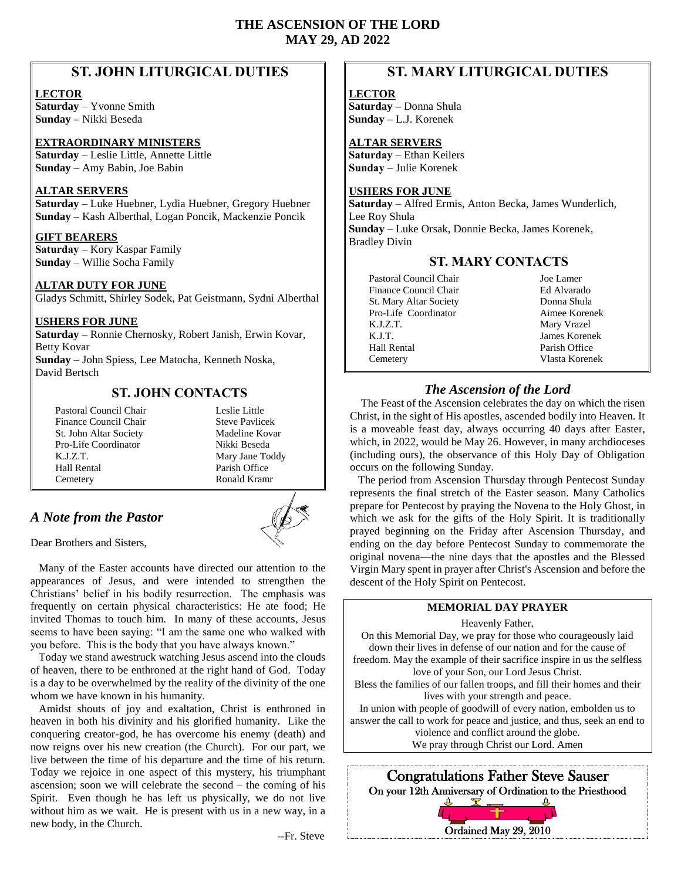# THE ASCENSION OF THE LORD
# MAY 29, AD 2022

## ST. JOHN LITURGICAL DUTIES

**LECTOR**
**Saturday** – Yvonne Smith
**Sunday –** Nikki Beseda

**EXTRAORDINARY MINISTERS**
**Saturday** – Leslie Little, Annette Little
**Sunday** – Amy Babin, Joe Babin

**ALTAR SERVERS**
**Saturday** – Luke Huebner, Lydia Huebner, Gregory Huebner
**Sunday** – Kash Alberthal, Logan Poncik, Mackenzie Poncik

**GIFT BEARERS**
**Saturday** – Kory Kaspar Family
**Sunday** – Willie Socha Family

**ALTAR DUTY FOR JUNE**
Gladys Schmitt, Shirley Sodek, Pat Geistmann, Sydni Alberthal

**USHERS FOR JUNE**
**Saturday** – Ronnie Chernosky, Robert Janish, Erwin Kovar, Betty Kovar
**Sunday** – John Spiess, Lee Matocha, Kenneth Noska, David Bertsch

## ST. JOHN CONTACTS

| | |
|---|---|
| Pastoral Council Chair | Leslie Little |
| Finance Council Chair | Steve Pavlicek |
| St. John Altar Society | Madeline Kovar |
| Pro-Life Coordinator | Nikki Beseda |
| K.J.Z.T. | Mary Jane Toddy |
| Hall Rental | Parish Office |
| Cemetery | Ronald Kramr |

## *A Note from the Pastor*

Dear Brothers and Sisters,

Many of the Easter accounts have directed our attention to the appearances of Jesus, and were intended to strengthen the Christians' belief in his bodily resurrection. The emphasis was frequently on certain physical characteristics: He ate food; He invited Thomas to touch him. In many of these accounts, Jesus seems to have been saying: "I am the same one who walked with you before. This is the body that you have always known."

Today we stand awestruck watching Jesus ascend into the clouds of heaven, there to be enthroned at the right hand of God. Today is a day to be overwhelmed by the reality of the divinity of the one whom we have known in his humanity.

Amidst shouts of joy and exaltation, Christ is enthroned in heaven in both his divinity and his glorified humanity. Like the conquering creator-god, he has overcome his enemy (death) and now reigns over his new creation (the Church). For our part, we live between the time of his departure and the time of his return. Today we rejoice in one aspect of this mystery, his triumphant ascension; soon we will celebrate the second – the coming of his Spirit. Even though he has left us physically, we do not live without him as we wait. He is present with us in a new way, in a new body, in the Church.

--Fr. Steve

## ST. MARY LITURGICAL DUTIES

**LECTOR**
**Saturday –** Donna Shula
**Sunday –** L.J. Korenek

**ALTAR SERVERS**
**Saturday** – Ethan Keilers
**Sunday** – Julie Korenek

**USHERS FOR JUNE**
**Saturday** – Alfred Ermis, Anton Becka, James Wunderlich, Lee Roy Shula
**Sunday** – Luke Orsak, Donnie Becka, James Korenek, Bradley Divin

## ST. MARY CONTACTS

| | |
|---|---|
| Pastoral Council Chair | Joe Lamer |
| Finance Council Chair | Ed Alvarado |
| St. Mary Altar Society | Donna Shula |
| Pro-Life Coordinator | Aimee Korenek |
| K.J.Z.T. | Mary Vrazel |
| K.J.T. | James Korenek |
| Hall Rental | Parish Office |
| Cemetery | Vlasta Korenek |

## *The Ascension of the Lord*

The Feast of the Ascension celebrates the day on which the risen Christ, in the sight of His apostles, ascended bodily into Heaven. It is a moveable feast day, always occurring 40 days after Easter, which, in 2022, would be May 26. However, in many archdioceses (including ours), the observance of this Holy Day of Obligation occurs on the following Sunday.

The period from Ascension Thursday through Pentecost Sunday represents the final stretch of the Easter season. Many Catholics prepare for Pentecost by praying the Novena to the Holy Ghost, in which we ask for the gifts of the Holy Spirit. It is traditionally prayed beginning on the Friday after Ascension Thursday, and ending on the day before Pentecost Sunday to commemorate the original novena—the nine days that the apostles and the Blessed Virgin Mary spent in prayer after Christ's Ascension and before the descent of the Holy Spirit on Pentecost.

**MEMORIAL DAY PRAYER**

Heavenly Father,
On this Memorial Day, we pray for those who courageously laid down their lives in defense of our nation and for the cause of freedom. May the example of their sacrifice inspire in us the selfless love of your Son, our Lord Jesus Christ.
Bless the families of our fallen troops, and fill their homes and their lives with your strength and peace.
In union with people of goodwill of every nation, embolden us to answer the call to work for peace and justice, and thus, seek an end to violence and conflict around the globe.
We pray through Christ our Lord. Amen

**Congratulations Father Steve Sauser**
On your 12th Anniversary of Ordination to the Priesthood
Ordained May 29, 2010